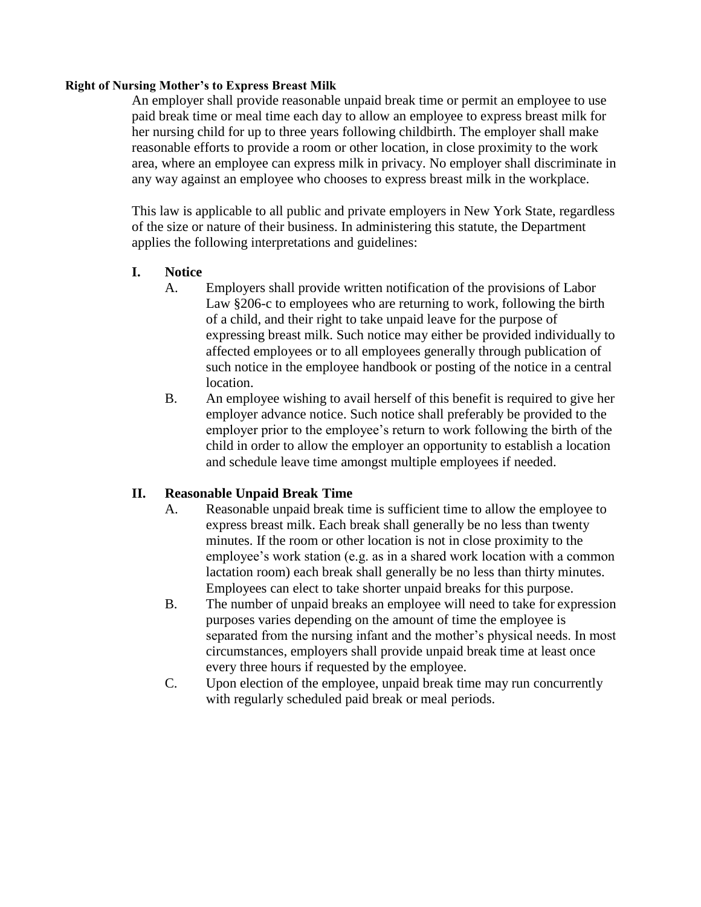**Right of Nursing Mother's to Express Breast Milk**

An employer shall provide reasonable unpaid break time or permit an employee to use paid break time or meal time each day to allow an employee to express breast milk for her nursing child for up to three years following childbirth. The employer shall make reasonable efforts to provide a room or other location, in close proximity to the work area, where an employee can express milk in privacy. No employer shall discriminate in any way against an employee who chooses to express breast milk in the workplace.

This law is applicable to all public and private employers in New York State, regardless of the size or nature of their business. In administering this statute, the Department applies the following interpretations and guidelines:

## I. Notice

A. Employers shall provide written notification of the provisions of Labor Law §206-c to employees who are returning to work, following the birth of a child, and their right to take unpaid leave for the purpose of expressing breast milk. Such notice may either be provided individually to affected employees or to all employees generally through publication of such notice in the employee handbook or posting of the notice in a central location.

B. An employee wishing to avail herself of this benefit is required to give her employer advance notice. Such notice shall preferably be provided to the employer prior to the employee's return to work following the birth of the child in order to allow the employer an opportunity to establish a location and schedule leave time amongst multiple employees if needed.

## II. Reasonable Unpaid Break Time

A. Reasonable unpaid break time is sufficient time to allow the employee to express breast milk. Each break shall generally be no less than twenty minutes. If the room or other location is not in close proximity to the employee's work station (e.g. as in a shared work location with a common lactation room) each break shall generally be no less than thirty minutes. Employees can elect to take shorter unpaid breaks for this purpose.

B. The number of unpaid breaks an employee will need to take for expression purposes varies depending on the amount of time the employee is separated from the nursing infant and the mother's physical needs. In most circumstances, employers shall provide unpaid break time at least once every three hours if requested by the employee.

C. Upon election of the employee, unpaid break time may run concurrently with regularly scheduled paid break or meal periods.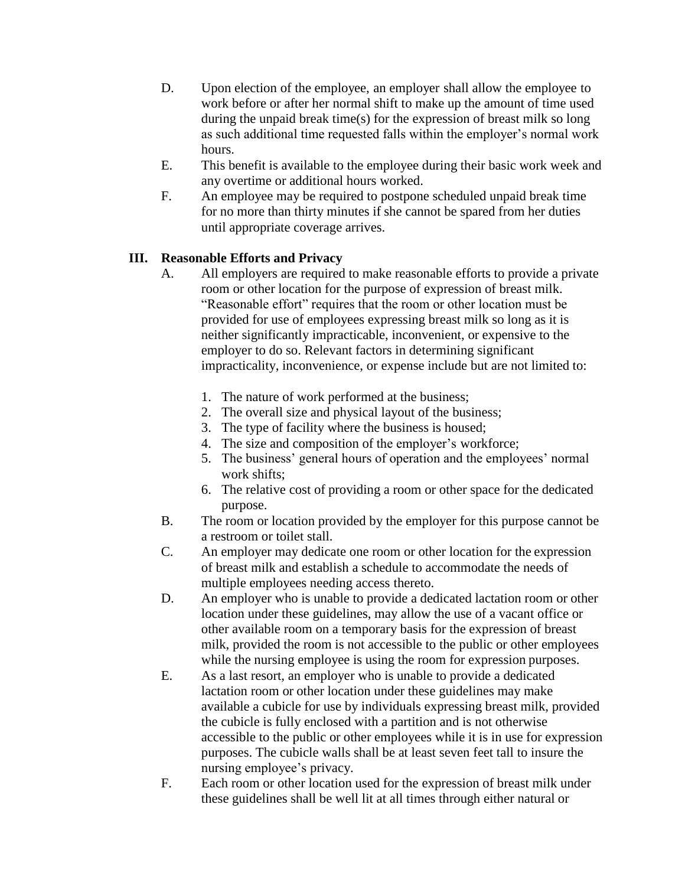D. Upon election of the employee, an employer shall allow the employee to work before or after her normal shift to make up the amount of time used during the unpaid break time(s) for the expression of breast milk so long as such additional time requested falls within the employer's normal work hours.

E. This benefit is available to the employee during their basic work week and any overtime or additional hours worked.

F. An employee may be required to postpone scheduled unpaid break time for no more than thirty minutes if she cannot be spared from her duties until appropriate coverage arrives.

## III. Reasonable Efforts and Privacy

A. All employers are required to make reasonable efforts to provide a private room or other location for the purpose of expression of breast milk. "Reasonable effort" requires that the room or other location must be provided for use of employees expressing breast milk so long as it is neither significantly impracticable, inconvenient, or expensive to the employer to do so. Relevant factors in determining significant impracticality, inconvenience, or expense include but are not limited to:

1. The nature of work performed at the business;
2. The overall size and physical layout of the business;
3. The type of facility where the business is housed;
4. The size and composition of the employer's workforce;
5. The business' general hours of operation and the employees' normal work shifts;
6. The relative cost of providing a room or other space for the dedicated purpose.

B. The room or location provided by the employer for this purpose cannot be a restroom or toilet stall.

C. An employer may dedicate one room or other location for the expression of breast milk and establish a schedule to accommodate the needs of multiple employees needing access thereto.

D. An employer who is unable to provide a dedicated lactation room or other location under these guidelines, may allow the use of a vacant office or other available room on a temporary basis for the expression of breast milk, provided the room is not accessible to the public or other employees while the nursing employee is using the room for expression purposes.

E. As a last resort, an employer who is unable to provide a dedicated lactation room or other location under these guidelines may make available a cubicle for use by individuals expressing breast milk, provided the cubicle is fully enclosed with a partition and is not otherwise accessible to the public or other employees while it is in use for expression purposes. The cubicle walls shall be at least seven feet tall to insure the nursing employee's privacy.

F. Each room or other location used for the expression of breast milk under these guidelines shall be well lit at all times through either natural or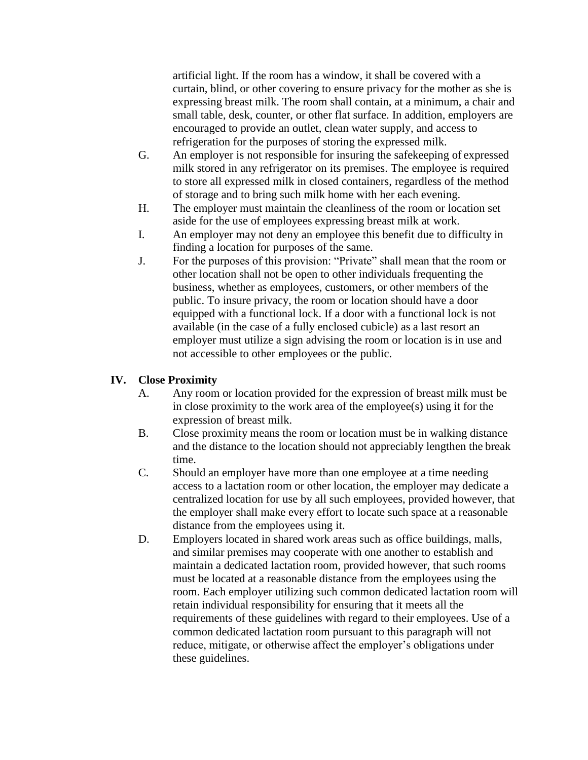artificial light. If the room has a window, it shall be covered with a curtain, blind, or other covering to ensure privacy for the mother as she is expressing breast milk. The room shall contain, at a minimum, a chair and small table, desk, counter, or other flat surface. In addition, employers are encouraged to provide an outlet, clean water supply, and access to refrigeration for the purposes of storing the expressed milk.

G. An employer is not responsible for insuring the safekeeping of expressed milk stored in any refrigerator on its premises. The employee is required to store all expressed milk in closed containers, regardless of the method of storage and to bring such milk home with her each evening.

H. The employer must maintain the cleanliness of the room or location set aside for the use of employees expressing breast milk at work.

I. An employer may not deny an employee this benefit due to difficulty in finding a location for purposes of the same.

J. For the purposes of this provision: "Private" shall mean that the room or other location shall not be open to other individuals frequenting the business, whether as employees, customers, or other members of the public. To insure privacy, the room or location should have a door equipped with a functional lock. If a door with a functional lock is not available (in the case of a fully enclosed cubicle) as a last resort an employer must utilize a sign advising the room or location is in use and not accessible to other employees or the public.

## IV. Close Proximity

A. Any room or location provided for the expression of breast milk must be in close proximity to the work area of the employee(s) using it for the expression of breast milk.

B. Close proximity means the room or location must be in walking distance and the distance to the location should not appreciably lengthen the break time.

C. Should an employer have more than one employee at a time needing access to a lactation room or other location, the employer may dedicate a centralized location for use by all such employees, provided however, that the employer shall make every effort to locate such space at a reasonable distance from the employees using it.

D. Employers located in shared work areas such as office buildings, malls, and similar premises may cooperate with one another to establish and maintain a dedicated lactation room, provided however, that such rooms must be located at a reasonable distance from the employees using the room. Each employer utilizing such common dedicated lactation room will retain individual responsibility for ensuring that it meets all the requirements of these guidelines with regard to their employees. Use of a common dedicated lactation room pursuant to this paragraph will not reduce, mitigate, or otherwise affect the employer's obligations under these guidelines.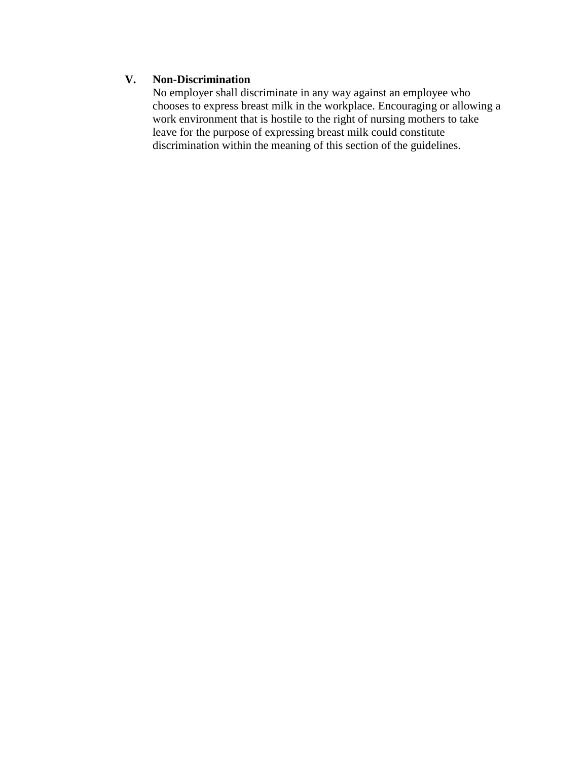## V. Non-Discrimination

No employer shall discriminate in any way against an employee who chooses to express breast milk in the workplace. Encouraging or allowing a work environment that is hostile to the right of nursing mothers to take leave for the purpose of expressing breast milk could constitute discrimination within the meaning of this section of the guidelines.